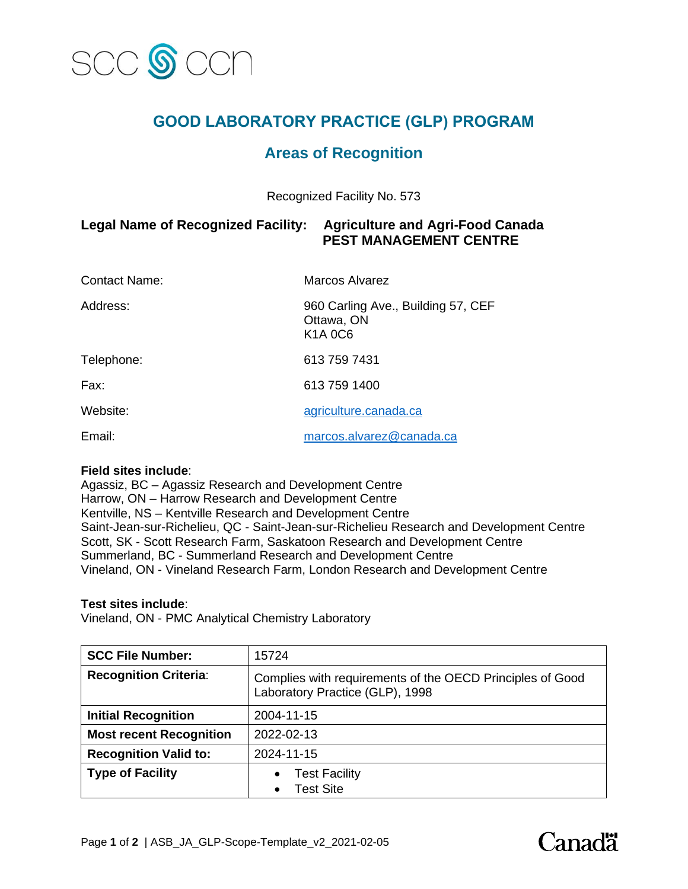# GOOD LABORATORY PRACTICE (GLP) PROGRAM

## Areas of Recognition

Recognized Facility No. 573

**Legal Name of Recognized Facility: Agriculture and Agri-Food Canada PEST MANAGEMENT CENTRE**

| | |
|---|---|
| Contact Name: | Marcos Alvarez |
| Address: | 960 Carling Ave., Building 57, CEF<br>Ottawa, ON<br>K1A 0C6 |
| Telephone: | 613 759 7431 |
| Fax: | 613 759 1400 |
| Website: | agriculture.canada.ca |
| Email: | marcos.alvarez@canada.ca |

**Field sites include**:
Agassiz, BC – Agassiz Research and Development Centre
Harrow, ON – Harrow Research and Development Centre
Kentville, NS – Kentville Research and Development Centre
Saint-Jean-sur-Richelieu, QC - Saint-Jean-sur-Richelieu Research and Development Centre
Scott, SK - Scott Research Farm, Saskatoon Research and Development Centre
Summerland, BC - Summerland Research and Development Centre
Vineland, ON - Vineland Research Farm, London Research and Development Centre

**Test sites include**:
Vineland, ON - PMC Analytical Chemistry Laboratory

| | |
|---|---|
| **SCC File Number:** | 15724 |
| **Recognition Criteria**: | Complies with requirements of the OECD Principles of Good Laboratory Practice (GLP), 1998 |
| **Initial Recognition** | 2004-11-15 |
| **Most recent Recognition** | 2022-02-13 |
| **Recognition Valid to:** | 2024-11-15 |
| **Type of Facility** | • Test Facility<br>• Test Site |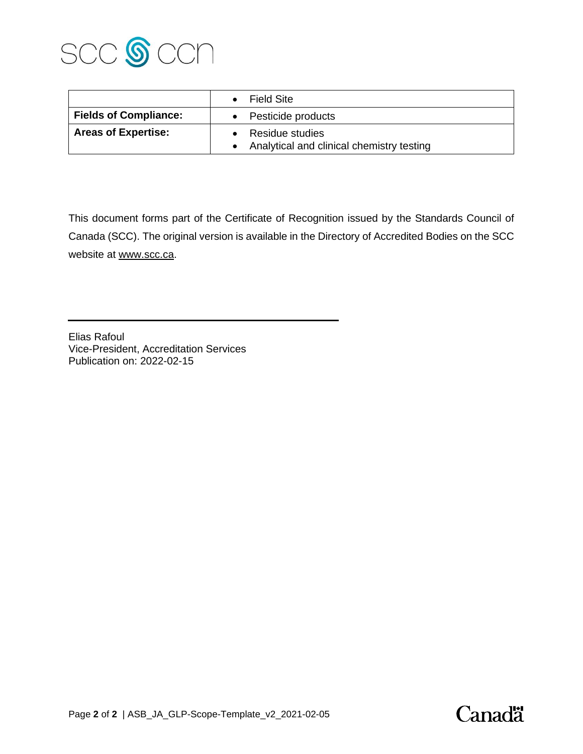| | |
|---|---|
| | • Field Site |
| **Fields of Compliance:** | • Pesticide products |
| **Areas of Expertise:** | • Residue studies<br>• Analytical and clinical chemistry testing |

This document forms part of the Certificate of Recognition issued by the Standards Council of Canada (SCC). The original version is available in the Directory of Accredited Bodies on the SCC website at www.scc.ca.

---

Elias Rafoul
Vice-President, Accreditation Services
Publication on: 2022-02-15